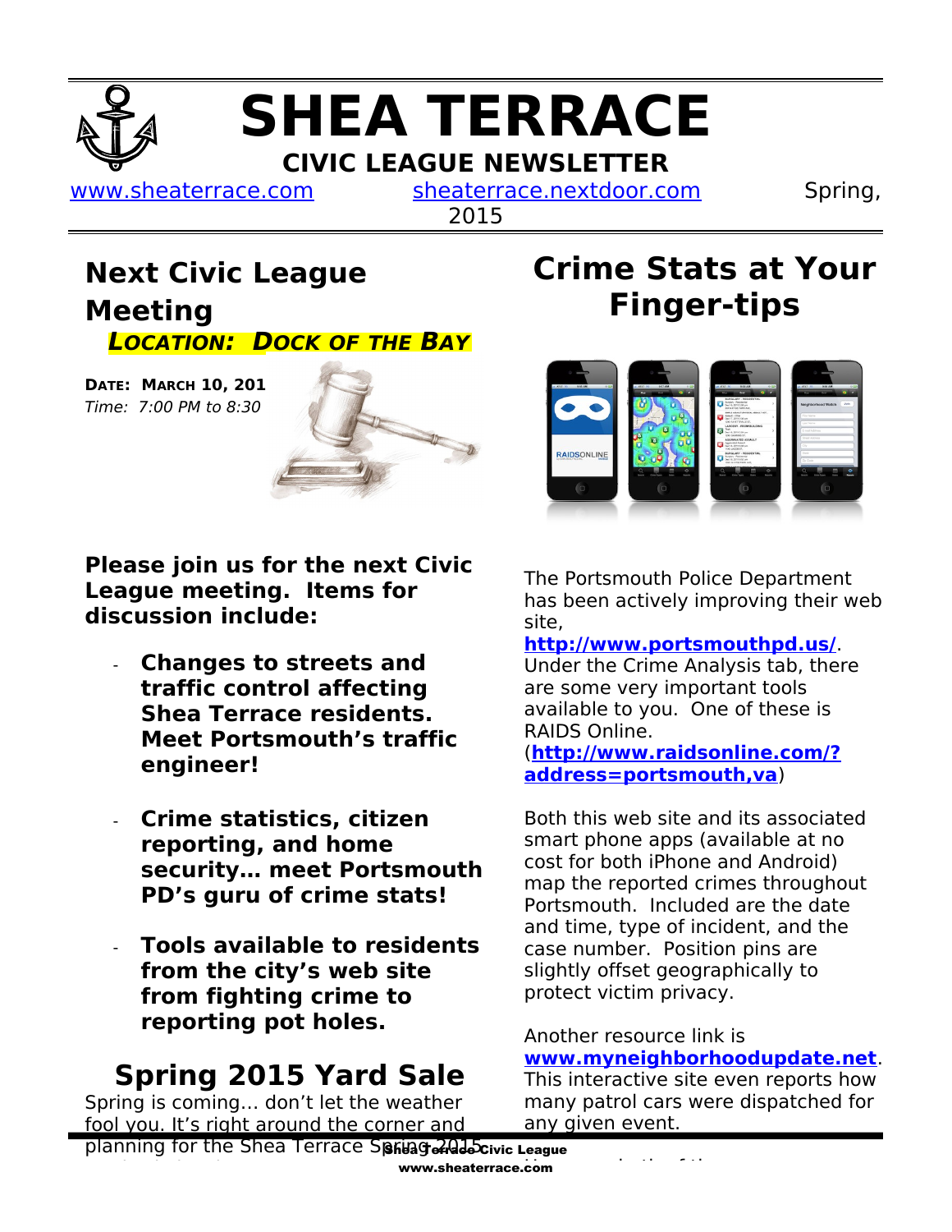# SHEA TERRACE

## CIVIC LEAGUE NEWSLETTER

www.sheaterrace.com sheaterrace.nextdoor.com Spring, 2015

## Next Civic League Meeting

***LOCATION: DOCK OF THE BAY***

**DATE: MARCH 10, 201**

*Time: 7:00 PM to 8:30*

**Please join us for the next Civic League meeting. Items for discussion include:**

- **Changes to streets and traffic control affecting Shea Terrace residents. Meet Portsmouth's traffic engineer!**
- **Crime statistics, citizen reporting, and home security… meet Portsmouth PD's guru of crime stats!**
- **Tools available to residents from the city's web site from fighting crime to reporting pot holes.**

## Spring 2015 Yard Sale

Spring is coming… don't let the weather fool you. It's right around the corner and planning for the Shea Terrace Spring 2015

## Crime Stats at Your Finger-tips

The Portsmouth Police Department has been actively improving their web site, **http://www.portsmouthpd.us/**. Under the Crime Analysis tab, there are some very important tools available to you. One of these is RAIDS Online. (**http://www.raidsonline.com/?address=portsmouth,va**)

Both this web site and its associated smart phone apps (available at no cost for both iPhone and Android) map the reported crimes throughout Portsmouth. Included are the date and time, type of incident, and the case number. Position pins are slightly offset geographically to protect victim privacy.

Another resource link is **www.myneighborhoodupdate.net**. This interactive site even reports how many patrol cars were dispatched for any given event.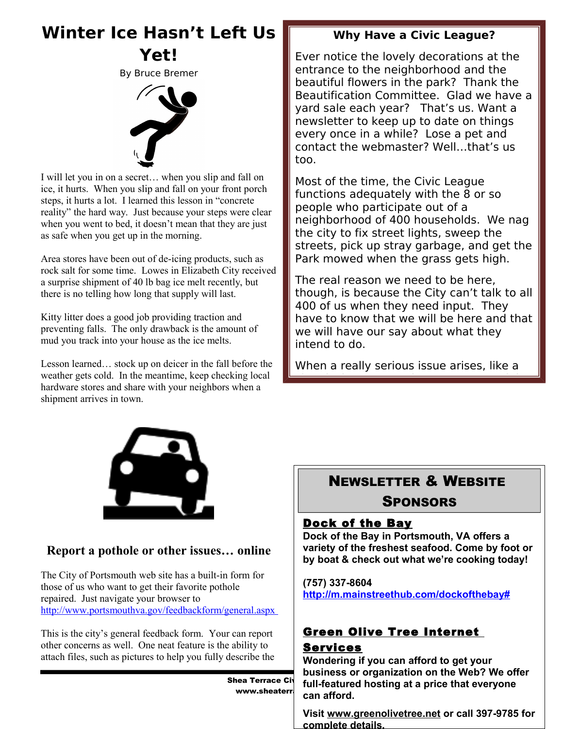# Winter Ice Hasn't Left Us Yet!

By Bruce Bremer

I will let you in on a secret… when you slip and fall on ice, it hurts. When you slip and fall on your front porch steps, it hurts a lot. I learned this lesson in "concrete reality" the hard way. Just because your steps were clear when you went to bed, it doesn't mean that they are just as safe when you get up in the morning.

Area stores have been out of de-icing products, such as rock salt for some time. Lowes in Elizabeth City received a surprise shipment of 40 lb bag ice melt recently, but there is no telling how long that supply will last.

Kitty litter does a good job providing traction and preventing falls. The only drawback is the amount of mud you track into your house as the ice melts.

Lesson learned… stock up on deicer in the fall before the weather gets cold. In the meantime, keep checking local hardware stores and share with your neighbors when a shipment arrives in town.

## Why Have a Civic League?

Ever notice the lovely decorations at the entrance to the neighborhood and the beautiful flowers in the park? Thank the Beautification Committee. Glad we have a yard sale each year? That's us. Want a newsletter to keep up to date on things every once in a while? Lose a pet and contact the webmaster? Well…that's us too.

Most of the time, the Civic League functions adequately with the 8 or so people who participate out of a neighborhood of 400 households. We nag the city to fix street lights, sweep the streets, pick up stray garbage, and get the Park mowed when the grass gets high.

The real reason we need to be here, though, is because the City can't talk to all 400 of us when they need input. They have to know that we will be here and that we will have our say about what they intend to do.

When a really serious issue arises, like a

## Report a pothole or other issues… online

The City of Portsmouth web site has a built-in form for those of us who want to get their favorite pothole repaired. Just navigate your browser to http://www.portsmouthva.gov/feedbackform/general.aspx

This is the city's general feedback form. Your can report other concerns as well. One neat feature is the ability to attach files, such as pictures to help you fully describe the

## Newsletter & Website Sponsors

### Dock of the Bay

**Dock of the Bay in Portsmouth, VA offers a variety of the freshest seafood. Come by foot or by boat & check out what we're cooking today!**

**(757) 337-8604**
**http://m.mainstreethub.com/dockofthebay#**

### Green Olive Tree Internet Services

**Wondering if you can afford to get your business or organization on the Web? We offer full-featured hosting at a price that everyone can afford.**

**Visit www.greenolivetree.net or call 397-9785 for complete details.**